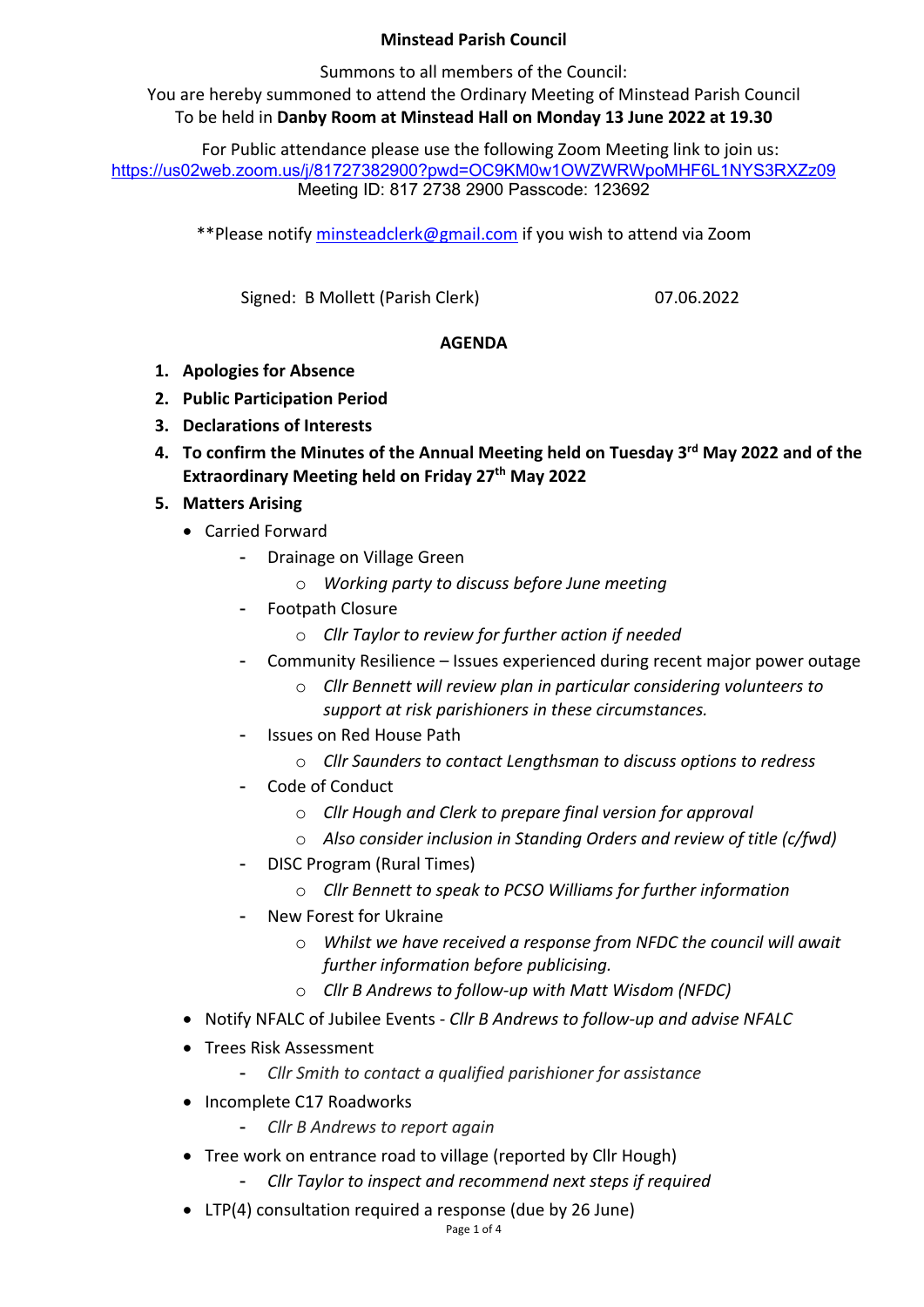**Minstead Parish Council**

Summons to all members of the Council:
You are hereby summoned to attend the Ordinary Meeting of Minstead Parish Council
To be held in **Danby Room at Minstead Hall on Monday 13 June 2022 at 19.30**

For Public attendance please use the following Zoom Meeting link to join us:
https://us02web.zoom.us/j/81727382900?pwd=OC9KM0w1OWZWRWpoMHF6L1NYS3RXZz09
Meeting ID: 817 2738 2900 Passcode: 123692

**Please notify minsteadclerk@gmail.com if you wish to attend via Zoom

Signed: B Mollett (Parish Clerk) 07.06.2022

**AGENDA**

1. **Apologies for Absence**
2. **Public Participation Period**
3. **Declarations of Interests**
4. **To confirm the Minutes of the Annual Meeting held on Tuesday 3rd May 2022 and of the Extraordinary Meeting held on Friday 27th May 2022**
5. **Matters Arising**
   - Carried Forward
     - Drainage on Village Green
       - *Working party to discuss before June meeting*
     - Footpath Closure
       - *Cllr Taylor to review for further action if needed*
     - Community Resilience – Issues experienced during recent major power outage
       - *Cllr Bennett will review plan in particular considering volunteers to support at risk parishioners in these circumstances.*
     - Issues on Red House Path
       - *Cllr Saunders to contact Lengthsman to discuss options to redress*
     - Code of Conduct
       - *Cllr Hough and Clerk to prepare final version for approval*
       - *Also consider inclusion in Standing Orders and review of title (c/fwd)*
     - DISC Program (Rural Times)
       - *Cllr Bennett to speak to PCSO Williams for further information*
     - New Forest for Ukraine
       - *Whilst we have received a response from NFDC the council will await further information before publicising.*
       - *Cllr B Andrews to follow-up with Matt Wisdom (NFDC)*
   - Notify NFALC of Jubilee Events - *Cllr B Andrews to follow-up and advise NFALC*
   - Trees Risk Assessment
     - *Cllr Smith to contact a qualified parishioner for assistance*
   - Incomplete C17 Roadworks
     - *Cllr B Andrews to report again*
   - Tree work on entrance road to village (reported by Cllr Hough)
     - *Cllr Taylor to inspect and recommend next steps if required*
   - LTP(4) consultation required a response (due by 26 June)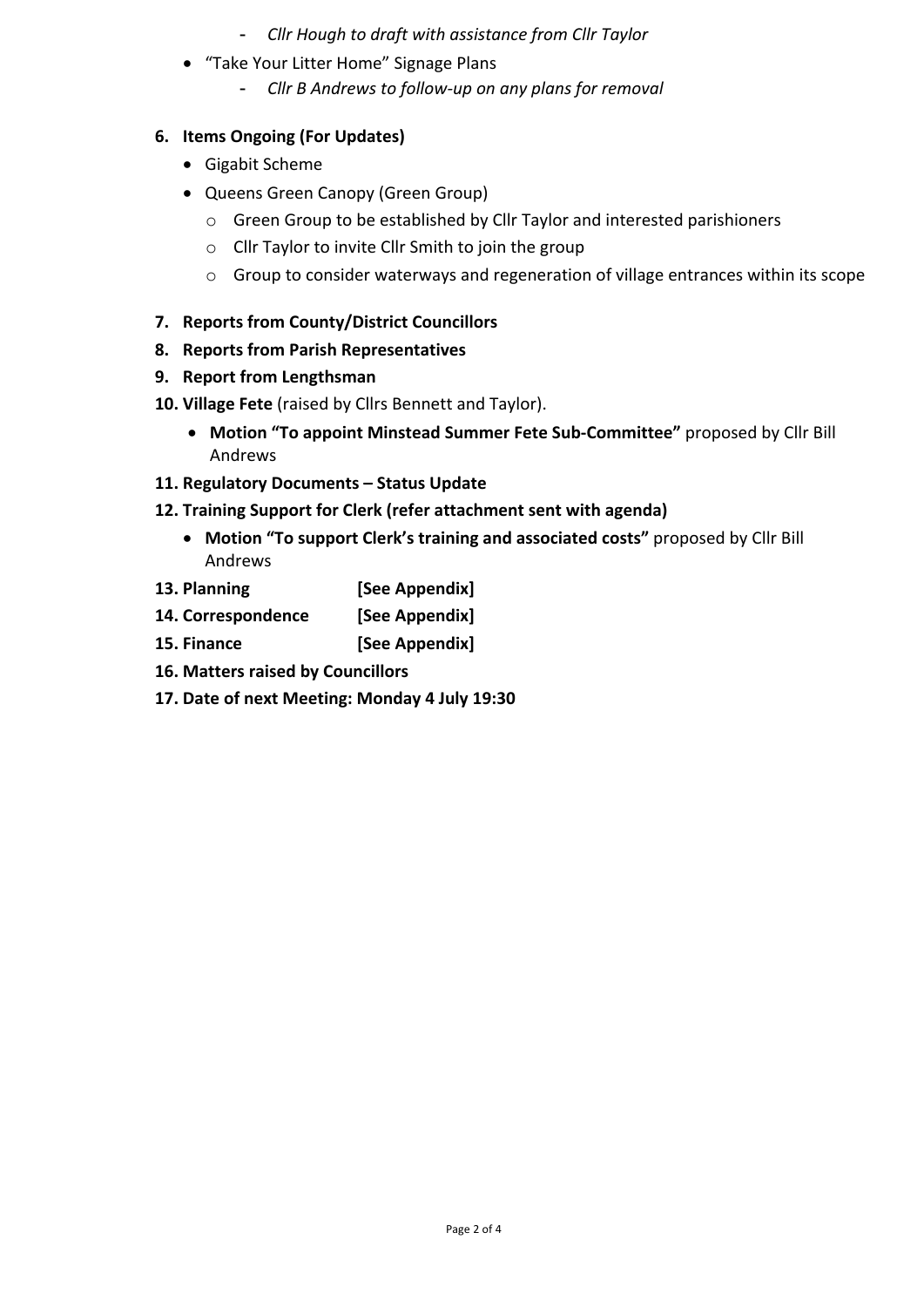- *Cllr Hough to draft with assistance from Cllr Taylor*
- "Take Your Litter Home" Signage Plans
  - *Cllr B Andrews to follow-up on any plans for removal*

6. **Items Ongoing (For Updates)**
   - Gigabit Scheme
   - Queens Green Canopy (Green Group)
     - Green Group to be established by Cllr Taylor and interested parishioners
     - Cllr Taylor to invite Cllr Smith to join the group
     - Group to consider waterways and regeneration of village entrances within its scope

7. **Reports from County/District Councillors**
8. **Reports from Parish Representatives**
9. **Report from Lengthsman**
10. **Village Fete** (raised by Cllrs Bennett and Taylor).
    - **Motion "To appoint Minstead Summer Fete Sub-Committee"** proposed by Cllr Bill Andrews
11. **Regulatory Documents – Status Update**
12. **Training Support for Clerk (refer attachment sent with agenda)**
    - **Motion "To support Clerk's training and associated costs"** proposed by Cllr Bill Andrews
13. **Planning [See Appendix]**
14. **Correspondence [See Appendix]**
15. **Finance [See Appendix]**
16. **Matters raised by Councillors**
17. **Date of next Meeting: Monday 4 July 19:30**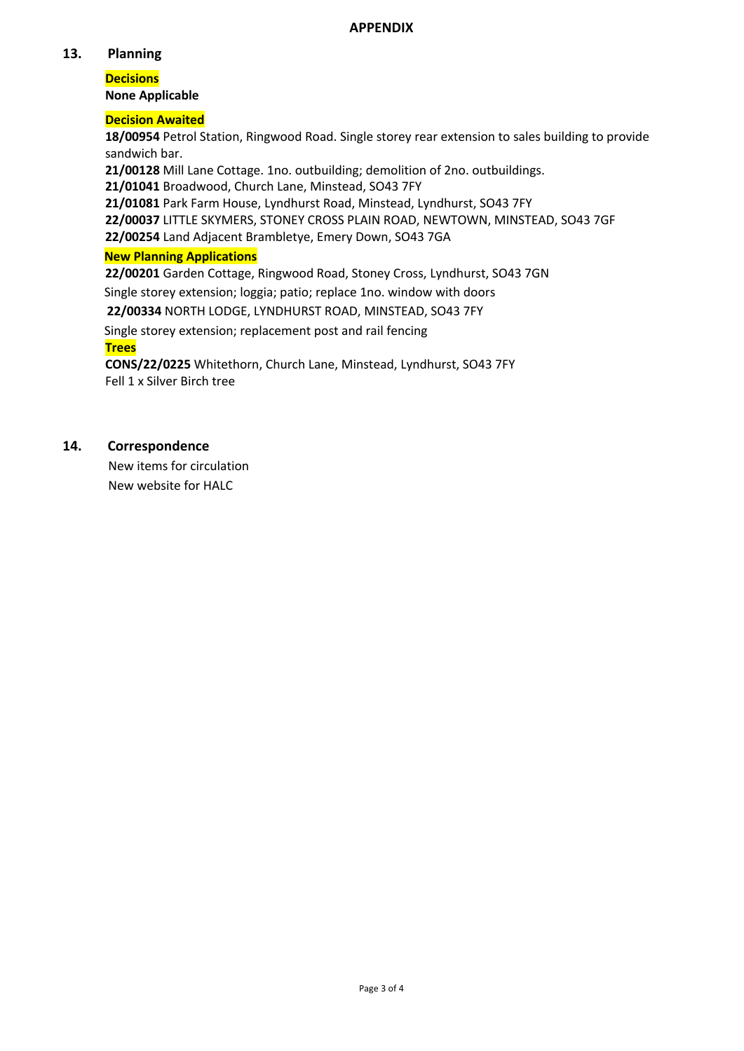## APPENDIX

### 13. Planning

**Decisions**

**None Applicable**

**Decision Awaited**

**18/00954** Petrol Station, Ringwood Road. Single storey rear extension to sales building to provide sandwich bar.

**21/00128** Mill Lane Cottage. 1no. outbuilding; demolition of 2no. outbuildings.

**21/01041** Broadwood, Church Lane, Minstead, SO43 7FY

**21/01081** Park Farm House, Lyndhurst Road, Minstead, Lyndhurst, SO43 7FY

**22/00037** LITTLE SKYMERS, STONEY CROSS PLAIN ROAD, NEWTOWN, MINSTEAD, SO43 7GF

**22/00254** Land Adjacent Brambletye, Emery Down, SO43 7GA

**New Planning Applications**

**22/00201** Garden Cottage, Ringwood Road, Stoney Cross, Lyndhurst, SO43 7GN

Single storey extension; loggia; patio; replace 1no. window with doors

**22/00334** NORTH LODGE, LYNDHURST ROAD, MINSTEAD, SO43 7FY

Single storey extension; replacement post and rail fencing

**Trees**

**CONS/22/0225** Whitethorn, Church Lane, Minstead, Lyndhurst, SO43 7FY

Fell 1 x Silver Birch tree

### 14. Correspondence

New items for circulation

New website for HALC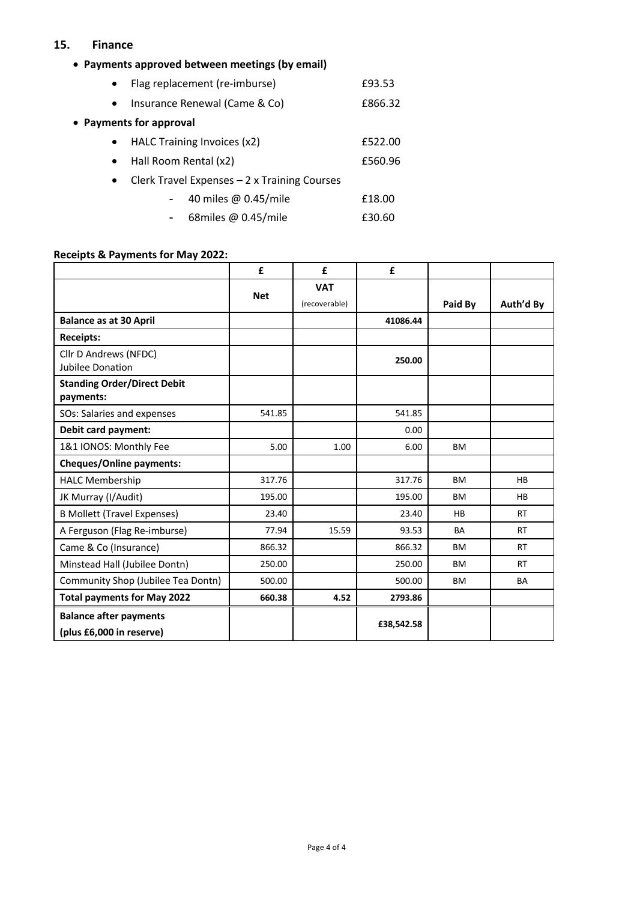## 15. Finance

- **Payments approved between meetings (by email)**
  - Flag replacement (re-imburse) £93.53
  - Insurance Renewal (Came & Co) £866.32
- **Payments for approval**
  - HALC Training Invoices (x2) £522.00
  - Hall Room Rental (x2) £560.96
  - Clerk Travel Expenses – 2 x Training Courses
    - 40 miles @ 0.45/mile £18.00
    - 68miles @ 0.45/mile £30.60

**Receipts & Payments for May 2022:**

| | £ | £ | £ | | |
|---|---|---|---|---|---|
| | **Net** | **VAT** (recoverable) | | **Paid By** | **Auth'd By** |
| **Balance as at 30 April** | | | **41086.44** | | |
| **Receipts:** | | | | | |
| Cllr D Andrews (NFDC) Jubilee Donation | | | **250.00** | | |
| **Standing Order/Direct Debit payments:** | | | | | |
| SOs: Salaries and expenses | 541.85 | | 541.85 | | |
| **Debit card payment:** | | | 0.00 | | |
| 1&1 IONOS: Monthly Fee | 5.00 | 1.00 | 6.00 | BM | |
| **Cheques/Online payments:** | | | | | |
| HALC Membership | 317.76 | | 317.76 | BM | HB |
| JK Murray (I/Audit) | 195.00 | | 195.00 | BM | HB |
| B Mollett (Travel Expenses) | 23.40 | | 23.40 | HB | RT |
| A Ferguson (Flag Re-imburse) | 77.94 | 15.59 | 93.53 | BA | RT |
| Came & Co (Insurance) | 866.32 | | 866.32 | BM | RT |
| Minstead Hall (Jubilee Dontn) | 250.00 | | 250.00 | BM | RT |
| Community Shop (Jubilee Tea Dontn) | 500.00 | | 500.00 | BM | BA |
| **Total payments for May 2022** | **660.38** | **4.52** | **2793.86** | | |
| **Balance after payments (plus £6,000 in reserve)** | | | **£38,542.58** | | |